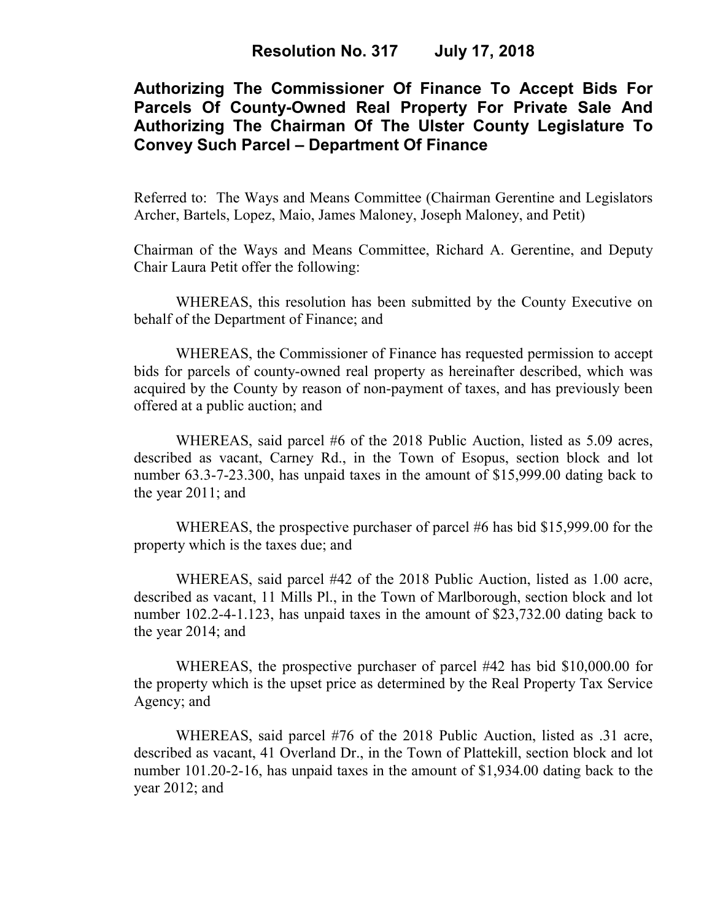# Resolution No. 317 July 17, 2018

## Authorizing The Commissioner Of Finance To Accept Bids For Parcels Of County-Owned Real Property For Private Sale And Authorizing The Chairman Of The Ulster County Legislature To Convey Such Parcel – Department Of Finance

Referred to: The Ways and Means Committee (Chairman Gerentine and Legislators Archer, Bartels, Lopez, Maio, James Maloney, Joseph Maloney, and Petit)

Chairman of the Ways and Means Committee, Richard A. Gerentine, and Deputy Chair Laura Petit offer the following:

WHEREAS, this resolution has been submitted by the County Executive on behalf of the Department of Finance; and

WHEREAS, the Commissioner of Finance has requested permission to accept bids for parcels of county-owned real property as hereinafter described, which was acquired by the County by reason of non-payment of taxes, and has previously been offered at a public auction; and

WHEREAS, said parcel #6 of the 2018 Public Auction, listed as 5.09 acres, described as vacant, Carney Rd., in the Town of Esopus, section block and lot number 63.3-7-23.300, has unpaid taxes in the amount of $15,999.00 dating back to the year 2011; and

WHEREAS, the prospective purchaser of parcel #6 has bid $15,999.00 for the property which is the taxes due; and

WHEREAS, said parcel #42 of the 2018 Public Auction, listed as 1.00 acre, described as vacant, 11 Mills Pl., in the Town of Marlborough, section block and lot number 102.2-4-1.123, has unpaid taxes in the amount of $23,732.00 dating back to the year 2014; and

WHEREAS, the prospective purchaser of parcel #42 has bid $10,000.00 for the property which is the upset price as determined by the Real Property Tax Service Agency; and

WHEREAS, said parcel #76 of the 2018 Public Auction, listed as .31 acre, described as vacant, 41 Overland Dr., in the Town of Plattekill, section block and lot number 101.20-2-16, has unpaid taxes in the amount of $1,934.00 dating back to the year 2012; and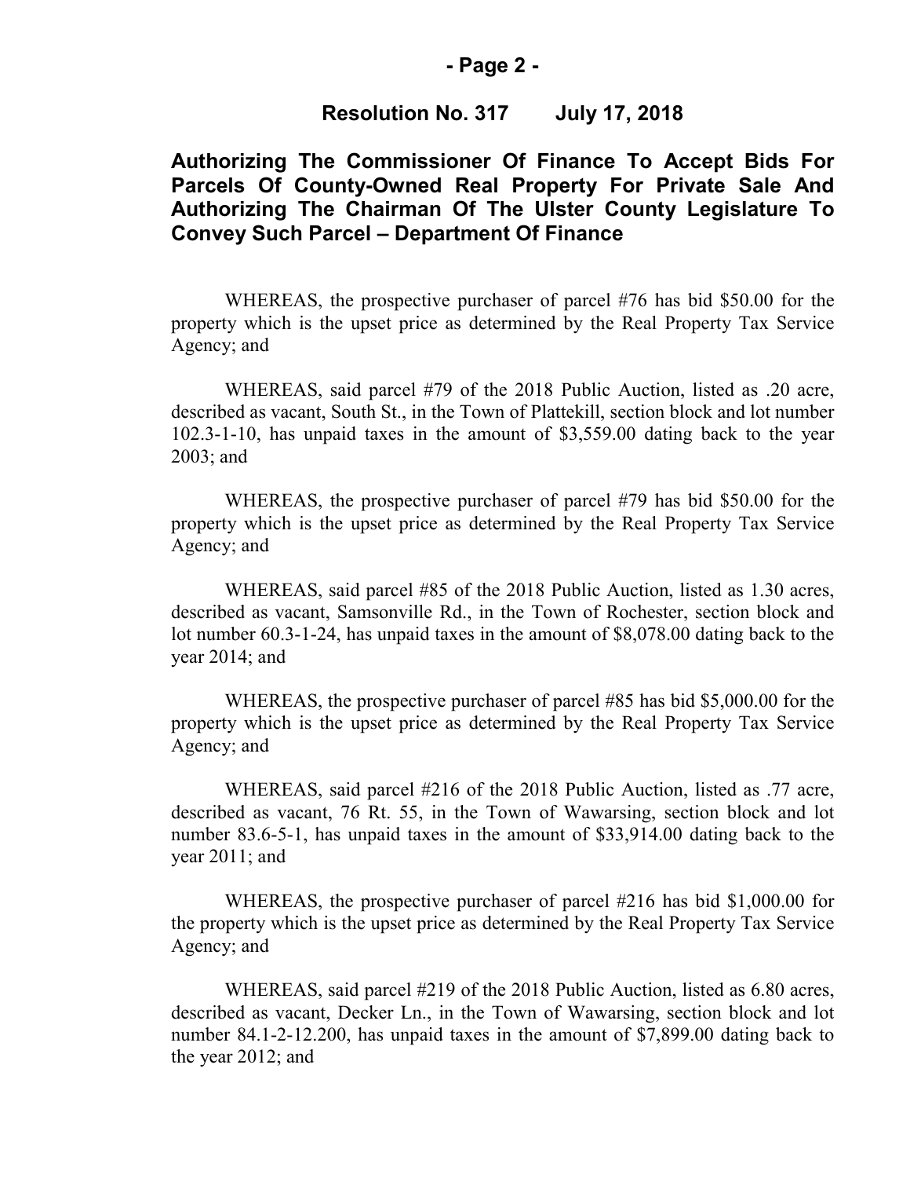**Resolution No. 317 July 17, 2018**

**Authorizing The Commissioner Of Finance To Accept Bids For Parcels Of County-Owned Real Property For Private Sale And Authorizing The Chairman Of The Ulster County Legislature To Convey Such Parcel – Department Of Finance**

WHEREAS, the prospective purchaser of parcel #76 has bid $50.00 for the property which is the upset price as determined by the Real Property Tax Service Agency; and

WHEREAS, said parcel #79 of the 2018 Public Auction, listed as .20 acre, described as vacant, South St., in the Town of Plattekill, section block and lot number 102.3-1-10, has unpaid taxes in the amount of $3,559.00 dating back to the year 2003; and

WHEREAS, the prospective purchaser of parcel #79 has bid $50.00 for the property which is the upset price as determined by the Real Property Tax Service Agency; and

WHEREAS, said parcel #85 of the 2018 Public Auction, listed as 1.30 acres, described as vacant, Samsonville Rd., in the Town of Rochester, section block and lot number 60.3-1-24, has unpaid taxes in the amount of $8,078.00 dating back to the year 2014; and

WHEREAS, the prospective purchaser of parcel #85 has bid $5,000.00 for the property which is the upset price as determined by the Real Property Tax Service Agency; and

WHEREAS, said parcel #216 of the 2018 Public Auction, listed as .77 acre, described as vacant, 76 Rt. 55, in the Town of Wawarsing, section block and lot number 83.6-5-1, has unpaid taxes in the amount of $33,914.00 dating back to the year 2011; and

WHEREAS, the prospective purchaser of parcel #216 has bid $1,000.00 for the property which is the upset price as determined by the Real Property Tax Service Agency; and

WHEREAS, said parcel #219 of the 2018 Public Auction, listed as 6.80 acres, described as vacant, Decker Ln., in the Town of Wawarsing, section block and lot number 84.1-2-12.200, has unpaid taxes in the amount of $7,899.00 dating back to the year 2012; and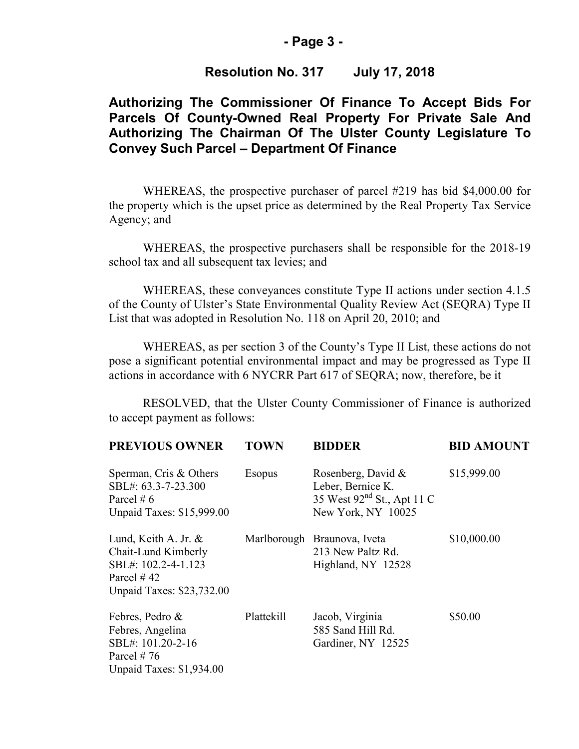**Resolution No. 317 July 17, 2018**

## Authorizing The Commissioner Of Finance To Accept Bids For Parcels Of County-Owned Real Property For Private Sale And Authorizing The Chairman Of The Ulster County Legislature To Convey Such Parcel – Department Of Finance

WHEREAS, the prospective purchaser of parcel #219 has bid $4,000.00 for the property which is the upset price as determined by the Real Property Tax Service Agency; and

WHEREAS, the prospective purchasers shall be responsible for the 2018-19 school tax and all subsequent tax levies; and

WHEREAS, these conveyances constitute Type II actions under section 4.1.5 of the County of Ulster's State Environmental Quality Review Act (SEQRA) Type II List that was adopted in Resolution No. 118 on April 20, 2010; and

WHEREAS, as per section 3 of the County's Type II List, these actions do not pose a significant potential environmental impact and may be progressed as Type II actions in accordance with 6 NYCRR Part 617 of SEQRA; now, therefore, be it

RESOLVED, that the Ulster County Commissioner of Finance is authorized to accept payment as follows:

| PREVIOUS OWNER | TOWN | BIDDER | BID AMOUNT |
|---|---|---|---|
| Sperman, Cris & Others<br>SBL#: 63.3-7-23.300<br>Parcel # 6<br>Unpaid Taxes: $15,999.00 | Esopus | Rosenberg, David &<br>Leber, Bernice K.<br>35 West 92nd St., Apt 11 C<br>New York, NY 10025 | $15,999.00 |
| Lund, Keith A. Jr. &<br>Chait-Lund Kimberly<br>SBL#: 102.2-4-1.123<br>Parcel # 42<br>Unpaid Taxes: $23,732.00 | Marlborough | Braunova, Iveta<br>213 New Paltz Rd.<br>Highland, NY 12528 | $10,000.00 |
| Febres, Pedro &<br>Febres, Angelina<br>SBL#: 101.20-2-16<br>Parcel # 76<br>Unpaid Taxes: $1,934.00 | Plattekill | Jacob, Virginia<br>585 Sand Hill Rd.<br>Gardiner, NY 12525 | $50.00 |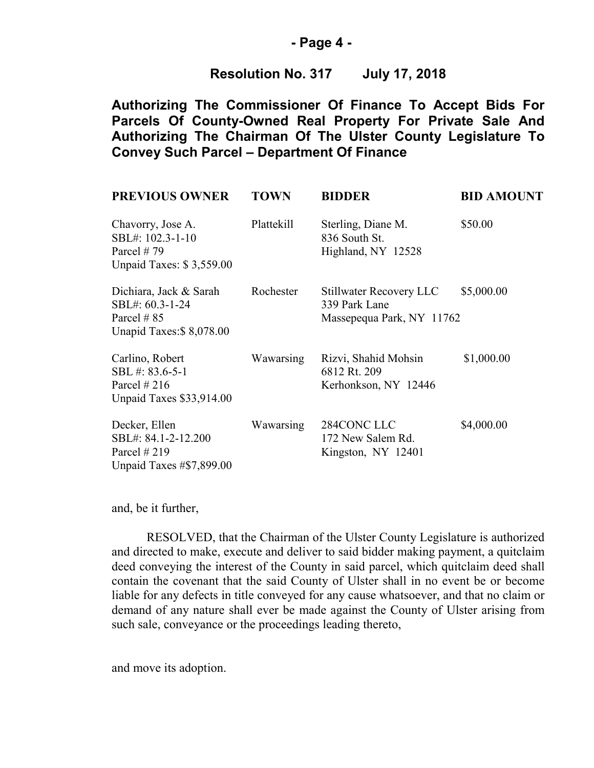**Resolution No. 317 July 17, 2018**

**Authorizing The Commissioner Of Finance To Accept Bids For Parcels Of County-Owned Real Property For Private Sale And Authorizing The Chairman Of The Ulster County Legislature To Convey Such Parcel – Department Of Finance**

| PREVIOUS OWNER | TOWN | BIDDER | BID AMOUNT |
|---|---|---|---|
| Chavorry, Jose A.<br>SBL#: 102.3-1-10<br>Parcel # 79<br>Unpaid Taxes: $ 3,559.00 | Plattekill | Sterling, Diane M.<br>836 South St.<br>Highland, NY 12528 | $50.00 |
| Dichiara, Jack & Sarah<br>SBL#: 60.3-1-24<br>Parcel # 85<br>Unapid Taxes:$ 8,078.00 | Rochester | Stillwater Recovery LLC<br>339 Park Lane<br>Massepequa Park, NY 11762 | $5,000.00 |
| Carlino, Robert<br>SBL #: 83.6-5-1<br>Parcel # 216<br>Unpaid Taxes $33,914.00 | Wawarsing | Rizvi, Shahid Mohsin<br>6812 Rt. 209<br>Kerhonkson, NY 12446 | $1,000.00 |
| Decker, Ellen<br>SBL#: 84.1-2-12.200<br>Parcel # 219<br>Unpaid Taxes #$7,899.00 | Wawarsing | 284CONC LLC<br>172 New Salem Rd.<br>Kingston, NY 12401 | $4,000.00 |

and, be it further,

RESOLVED, that the Chairman of the Ulster County Legislature is authorized and directed to make, execute and deliver to said bidder making payment, a quitclaim deed conveying the interest of the County in said parcel, which quitclaim deed shall contain the covenant that the said County of Ulster shall in no event be or become liable for any defects in title conveyed for any cause whatsoever, and that no claim or demand of any nature shall ever be made against the County of Ulster arising from such sale, conveyance or the proceedings leading thereto,

and move its adoption.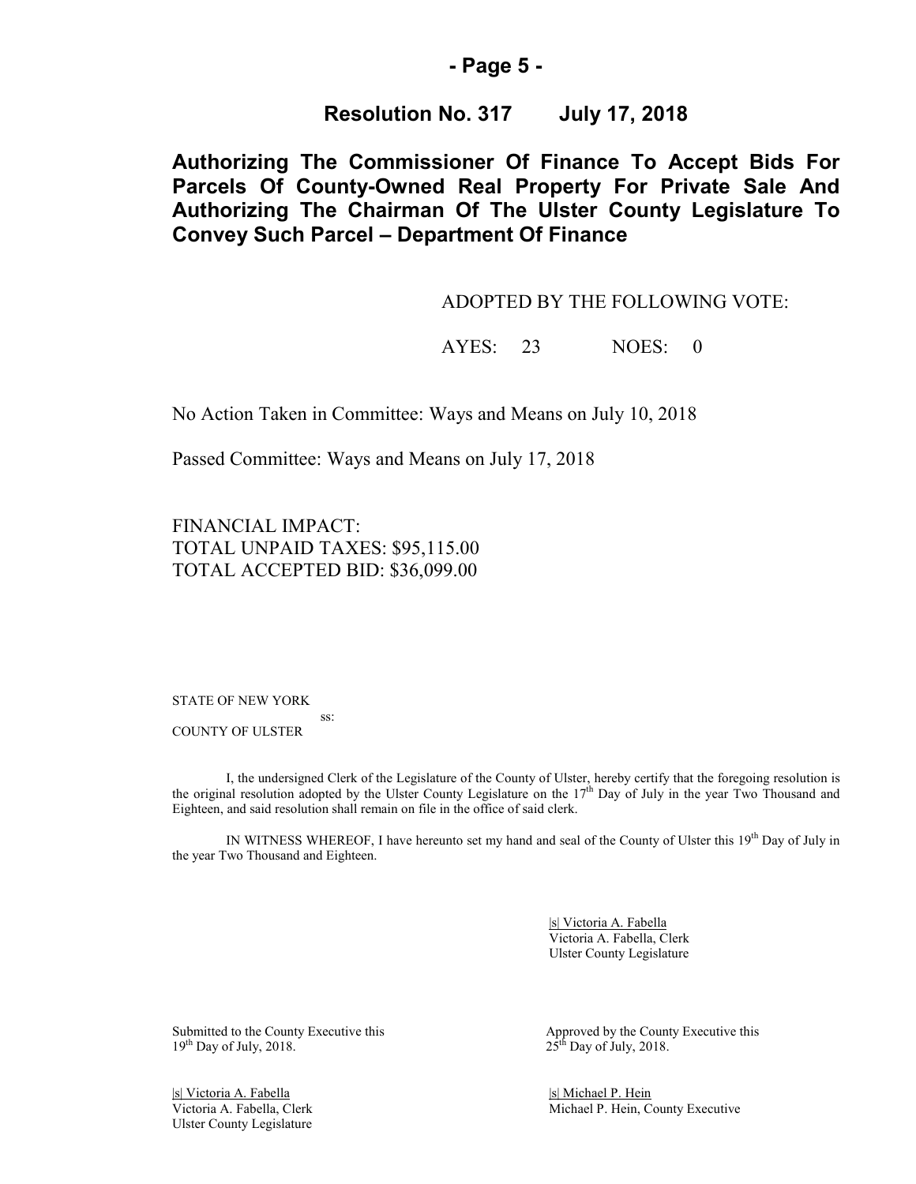## Resolution No. 317 July 17, 2018

## Authorizing The Commissioner Of Finance To Accept Bids For Parcels Of County-Owned Real Property For Private Sale And Authorizing The Chairman Of The Ulster County Legislature To Convey Such Parcel – Department Of Finance

ADOPTED BY THE FOLLOWING VOTE:

AYES: 23 NOES: 0

No Action Taken in Committee: Ways and Means on July 10, 2018

Passed Committee: Ways and Means on July 17, 2018

FINANCIAL IMPACT:
TOTAL UNPAID TAXES: $95,115.00
TOTAL ACCEPTED BID: $36,099.00

STATE OF NEW YORK
ss:
COUNTY OF ULSTER

I, the undersigned Clerk of the Legislature of the County of Ulster, hereby certify that the foregoing resolution is the original resolution adopted by the Ulster County Legislature on the 17th Day of July in the year Two Thousand and Eighteen, and said resolution shall remain on file in the office of said clerk.

IN WITNESS WHEREOF, I have hereunto set my hand and seal of the County of Ulster this 19th Day of July in the year Two Thousand and Eighteen.

|s| Victoria A. Fabella
Victoria A. Fabella, Clerk
Ulster County Legislature

Submitted to the County Executive this 19th Day of July, 2018.

|s| Victoria A. Fabella
Victoria A. Fabella, Clerk
Ulster County Legislature

Approved by the County Executive this 25th Day of July, 2018.

|s| Michael P. Hein
Michael P. Hein, County Executive